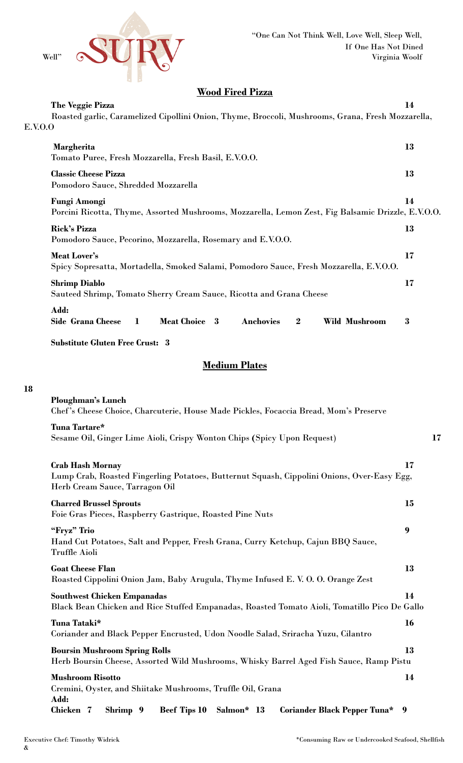"One Can Not Think Well, Love Well, Sleep Well, If One Has Not Dined Well" Virginia Woolf

# SURV

## Wood Fired Pizza

**The Veggie Pizza** **14**
Roasted garlic, Caramelized Cipollini Onion, Thyme, Broccoli, Mushrooms, Grana, Fresh Mozzarella, E.V.O.O

**Margherita** **13**
Tomato Puree, Fresh Mozzarella, Fresh Basil, E.V.O.O.

**Classic Cheese Pizza** **13**
Pomodoro Sauce, Shredded Mozzarella

**Fungi Amongi** **14**
Porcini Ricotta, Thyme, Assorted Mushrooms, Mozzarella, Lemon Zest, Fig Balsamic Drizzle, E.V.O.O.

**Rick's Pizza** **13**
Pomodoro Sauce, Pecorino, Mozzarella, Rosemary and E.V.O.O.

**Meat Lover's** **17**
Spicy Sopresatta, Mortadella, Smoked Salami, Pomodoro Sauce, Fresh Mozzarella, E.V.O.O.

**Shrimp Diablo** **17**
Sauteed Shrimp, Tomato Sherry Cream Sauce, Ricotta and Grana Cheese

**Add:**
**Side Grana Cheese 1** **Meat Choice 3** **Anchovies 2** **Wild Mushroom 3**

**Substitute Gluten Free Crust: 3**

## Medium Plates

**Ploughman's Lunch** **18**
Chef's Cheese Choice, Charcuterie, House Made Pickles, Focaccia Bread, Mom's Preserve

**Tuna Tartare*** **17**
Sesame Oil, Ginger Lime Aioli, Crispy Wonton Chips (Spicy Upon Request)

**Crab Hash Mornay** **17**
Lump Crab, Roasted Fingerling Potatoes, Butternut Squash, Cippolini Onions, Over-Easy Egg, Herb Cream Sauce, Tarragon Oil

**Charred Brussel Sprouts** **15**
Foie Gras Pieces, Raspberry Gastrique, Roasted Pine Nuts

**"Fryz" Trio** **9**
Hand Cut Potatoes, Salt and Pepper, Fresh Grana, Curry Ketchup, Cajun BBQ Sauce, Truffle Aioli

**Goat Cheese Flan** **13**
Roasted Cippolini Onion Jam, Baby Arugula, Thyme Infused E. V. O. O. Orange Zest

**Southwest Chicken Empanadas** **14**
Black Bean Chicken and Rice Stuffed Empanadas, Roasted Tomato Aioli, Tomatillo Pico De Gallo

**Tuna Tataki*** **16**
Coriander and Black Pepper Encrusted, Udon Noodle Salad, Sriracha Yuzu, Cilantro

**Boursin Mushroom Spring Rolls** **13**
Herb Boursin Cheese, Assorted Wild Mushrooms, Whisky Barrel Aged Fish Sauce, Ramp Pistu

**Mushroom Risotto** **14**
Cremini, Oyster, and Shiitake Mushrooms, Truffle Oil, Grana

**Add:**
**Chicken 7** **Shrimp 9** **Beef Tips 10** **Salmon* 13** **Coriander Black Pepper Tuna* 9**

Executive Chef: Timothy Widrick &

*Consuming Raw or Undercooked Seafood, Shellfish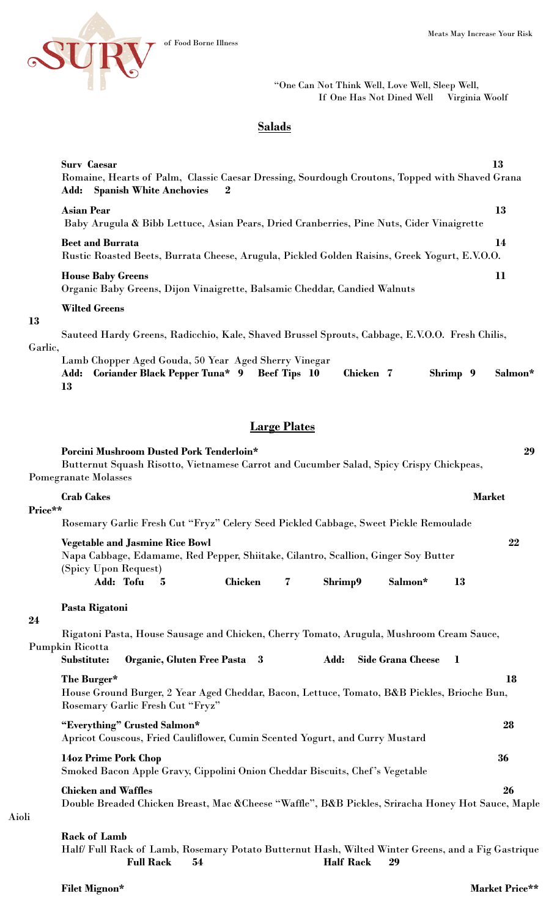SURV

Meats May Increase Your Risk of Food Borne Illness

"One Can Not Think Well, Love Well, Sleep Well, If One Has Not Dined Well    Virginia Woolf

## Salads

**Surv Caesar** **13**
Romaine, Hearts of Palm, Classic Caesar Dressing, Sourdough Croutons, Topped with Shaved Grana
**Add: Spanish White Anchovies 2**

**Asian Pear** **13**
Baby Arugula & Bibb Lettuce, Asian Pears, Dried Cranberries, Pine Nuts, Cider Vinaigrette

**Beet and Burrata** **14**
Rustic Roasted Beets, Burrata Cheese, Arugula, Pickled Golden Raisins, Greek Yogurt, E.V.O.O.

**House Baby Greens** **11**
Organic Baby Greens, Dijon Vinaigrette, Balsamic Cheddar, Candied Walnuts

**Wilted Greens** **13**
Sauteed Hardy Greens, Radicchio, Kale, Shaved Brussel Sprouts, Cabbage, E.V.O.O. Fresh Chilis, Garlic, Lamb Chopper Aged Gouda, 50 Year Aged Sherry Vinegar
**Add: Coriander Black Pepper Tuna* 9  Beef Tips 10  Chicken 7  Shrimp 9  Salmon* 13**

## Large Plates

**Porcini Mushroom Dusted Pork Tenderloin*** **29**
Butternut Squash Risotto, Vietnamese Carrot and Cucumber Salad, Spicy Crispy Chickpeas, Pomegranate Molasses

**Crab Cakes** **Market Price****
Rosemary Garlic Fresh Cut "Fryz" Celery Seed Pickled Cabbage, Sweet Pickle Remoulade

**Vegetable and Jasmine Rice Bowl** **22**
Napa Cabbage, Edamame, Red Pepper, Shiitake, Cilantro, Scallion, Ginger Soy Butter
(Spicy Upon Request)
**Add: Tofu 5  Chicken 7  Shrimp9  Salmon* 13**

**Pasta Rigatoni** **24**
Rigatoni Pasta, House Sausage and Chicken, Cherry Tomato, Arugula, Mushroom Cream Sauce, Pumpkin Ricotta
**Substitute: Organic, Gluten Free Pasta 3  Add: Side Grana Cheese 1**

**The Burger*** **18**
House Ground Burger, 2 Year Aged Cheddar, Bacon, Lettuce, Tomato, B&B Pickles, Brioche Bun, Rosemary Garlic Fresh Cut "Fryz"

**"Everything" Crusted Salmon*** **28**
Apricot Couscous, Fried Cauliflower, Cumin Scented Yogurt, and Curry Mustard

**14oz Prime Pork Chop** **36**
Smoked Bacon Apple Gravy, Cippolini Onion Cheddar Biscuits, Chef's Vegetable

**Chicken and Waffles** **26**
Double Breaded Chicken Breast, Mac &Cheese "Waffle", B&B Pickles, Sriracha Honey Hot Sauce, Maple Aioli

**Rack of Lamb**
Half/ Full Rack of Lamb, Rosemary Potato Butternut Hash, Wilted Winter Greens, and a Fig Gastrique
**Full Rack 54  Half Rack 29**

**Filet Mignon*** **Market Price****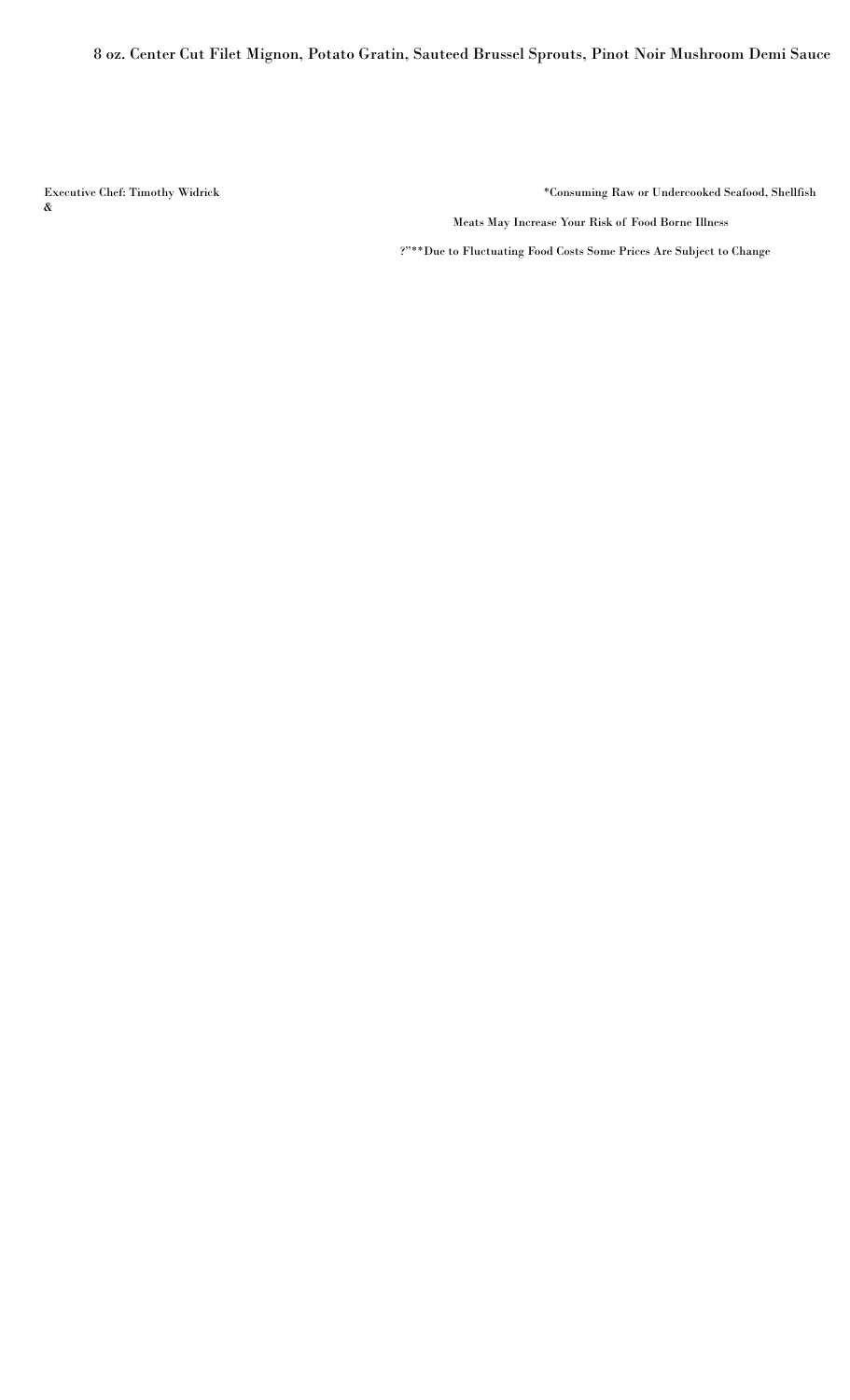8 oz. Center Cut Filet Mignon, Potato Gratin, Sauteed Brussel Sprouts, Pinot Noir Mushroom Demi Sauce

Executive Chef: Timothy Widrick

*Consuming Raw or Undercooked Seafood, Shellfish &

Meats May Increase Your Risk of Food Borne Illness

?"**Due to Fluctuating Food Costs Some Prices Are Subject to Change